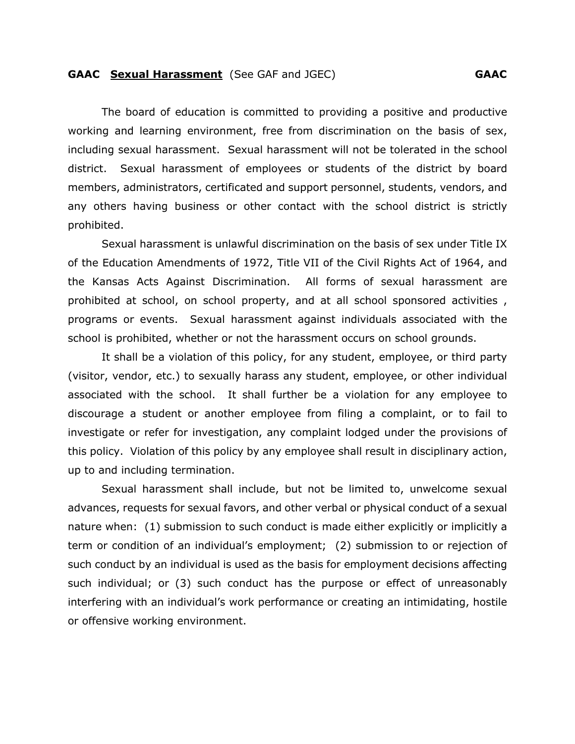# GAAC **Sexual Harassment** (See GAF and JGEC) GAAC

The board of education is committed to providing a positive and productive working and learning environment, free from discrimination on the basis of sex, including sexual harassment. Sexual harassment will not be tolerated in the school district. Sexual harassment of employees or students of the district by board members, administrators, certificated and support personnel, students, vendors, and any others having business or other contact with the school district is strictly prohibited.

Sexual harassment is unlawful discrimination on the basis of sex under Title IX of the Education Amendments of 1972, Title VII of the Civil Rights Act of 1964, and the Kansas Acts Against Discrimination. All forms of sexual harassment are prohibited at school, on school property, and at all school sponsored activities , programs or events. Sexual harassment against individuals associated with the school is prohibited, whether or not the harassment occurs on school grounds.

It shall be a violation of this policy, for any student, employee, or third party (visitor, vendor, etc.) to sexually harass any student, employee, or other individual associated with the school. It shall further be a violation for any employee to discourage a student or another employee from filing a complaint, or to fail to investigate or refer for investigation, any complaint lodged under the provisions of this policy. Violation of this policy by any employee shall result in disciplinary action, up to and including termination.

Sexual harassment shall include, but not be limited to, unwelcome sexual advances, requests for sexual favors, and other verbal or physical conduct of a sexual nature when: (1) submission to such conduct is made either explicitly or implicitly a term or condition of an individual's employment; (2) submission to or rejection of such conduct by an individual is used as the basis for employment decisions affecting such individual; or (3) such conduct has the purpose or effect of unreasonably interfering with an individual's work performance or creating an intimidating, hostile or offensive working environment.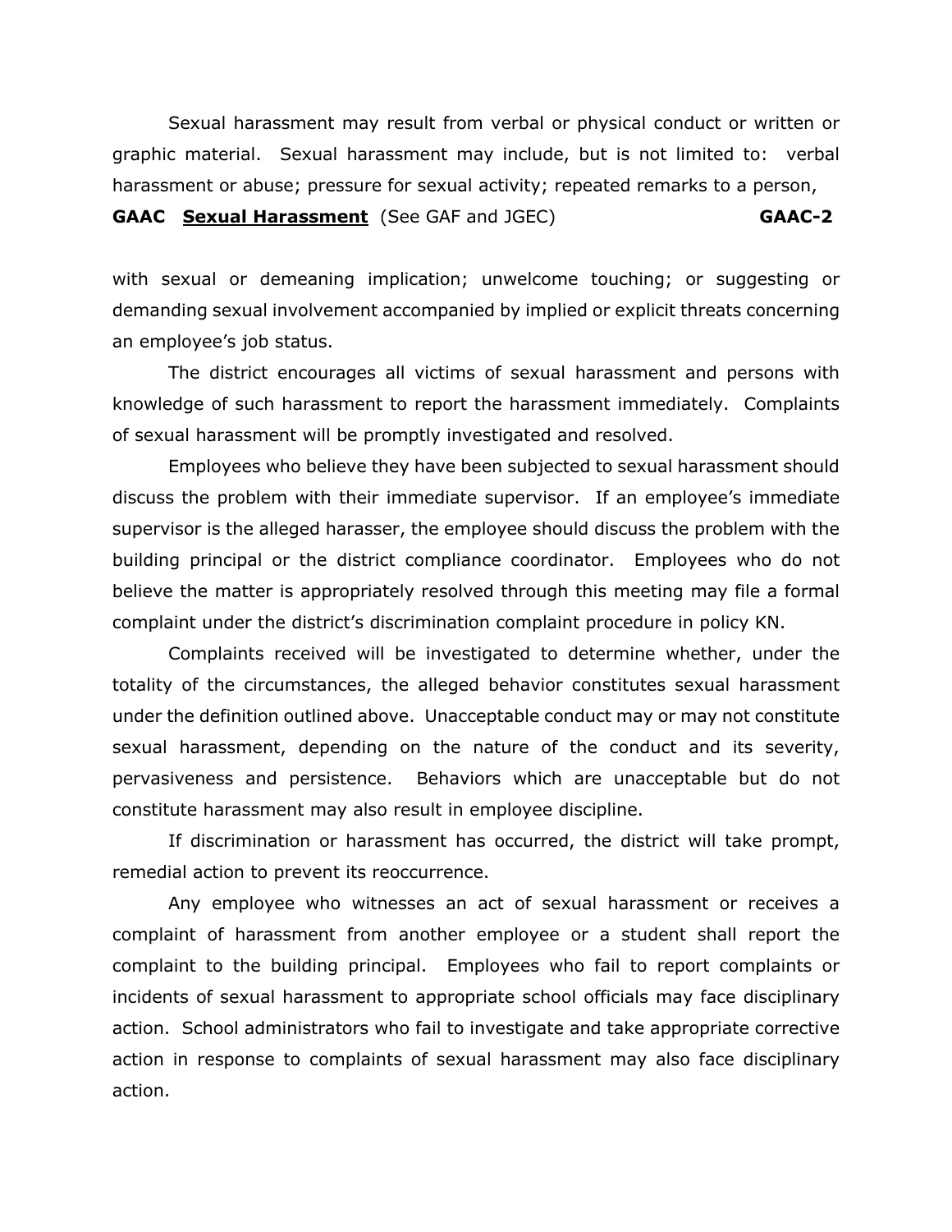Sexual harassment may result from verbal or physical conduct or written or graphic material. Sexual harassment may include, but is not limited to: verbal harassment or abuse; pressure for sexual activity; repeated remarks to a person, with sexual or demeaning implication; unwelcome touching; or suggesting or demanding sexual involvement accompanied by implied or explicit threats concerning an employee's job status.

The district encourages all victims of sexual harassment and persons with knowledge of such harassment to report the harassment immediately. Complaints of sexual harassment will be promptly investigated and resolved.

Employees who believe they have been subjected to sexual harassment should discuss the problem with their immediate supervisor. If an employee's immediate supervisor is the alleged harasser, the employee should discuss the problem with the building principal or the district compliance coordinator. Employees who do not believe the matter is appropriately resolved through this meeting may file a formal complaint under the district's discrimination complaint procedure in policy KN.

Complaints received will be investigated to determine whether, under the totality of the circumstances, the alleged behavior constitutes sexual harassment under the definition outlined above. Unacceptable conduct may or may not constitute sexual harassment, depending on the nature of the conduct and its severity, pervasiveness and persistence. Behaviors which are unacceptable but do not constitute harassment may also result in employee discipline.

If discrimination or harassment has occurred, the district will take prompt, remedial action to prevent its reoccurrence.

Any employee who witnesses an act of sexual harassment or receives a complaint of harassment from another employee or a student shall report the complaint to the building principal. Employees who fail to report complaints or incidents of sexual harassment to appropriate school officials may face disciplinary action. School administrators who fail to investigate and take appropriate corrective action in response to complaints of sexual harassment may also face disciplinary action.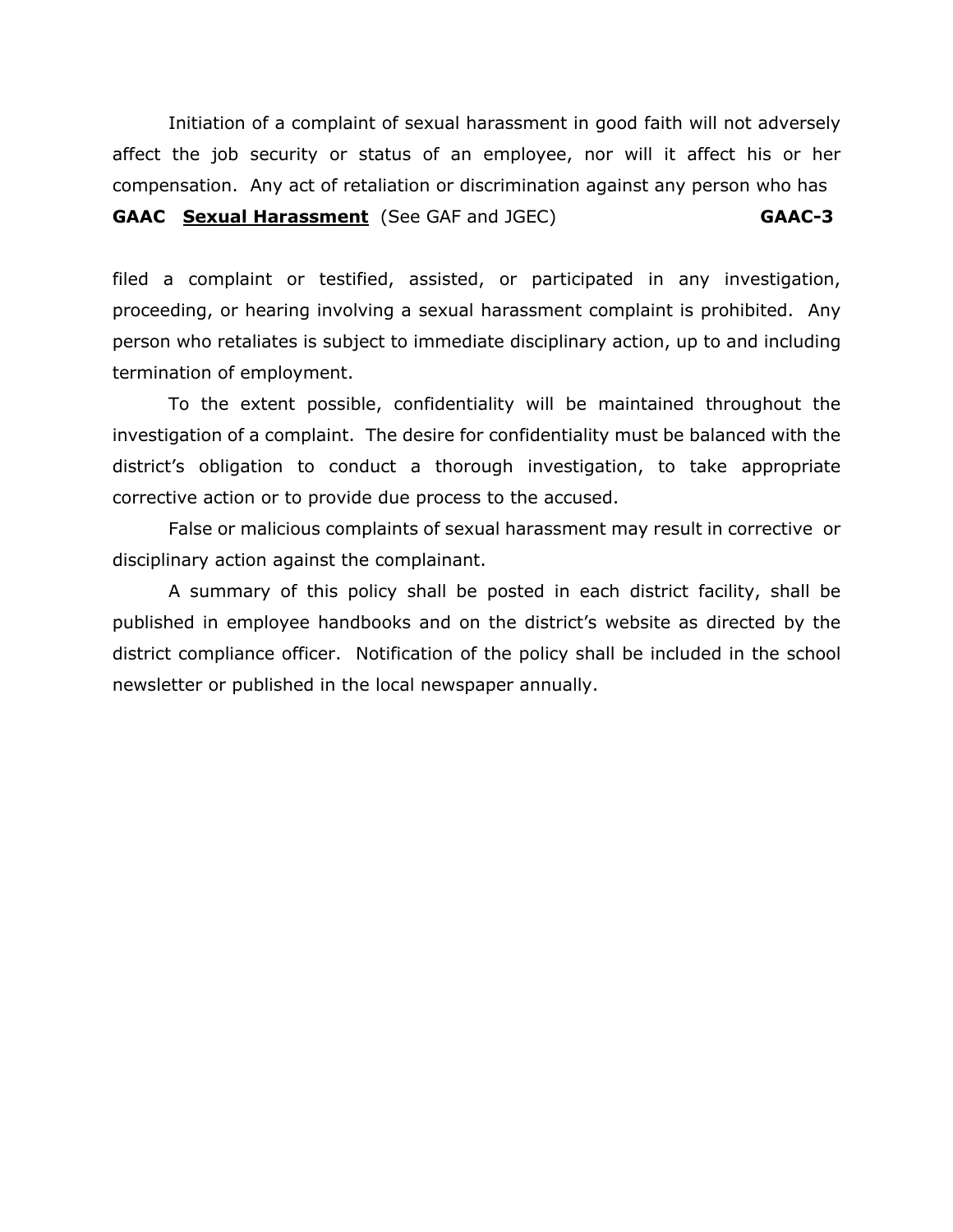Initiation of a complaint of sexual harassment in good faith will not adversely affect the job security or status of an employee, nor will it affect his or her compensation. Any act of retaliation or discrimination against any person who has filed a complaint or testified, assisted, or participated in any investigation, proceeding, or hearing involving a sexual harassment complaint is prohibited. Any person who retaliates is subject to immediate disciplinary action, up to and including termination of employment.

To the extent possible, confidentiality will be maintained throughout the investigation of a complaint. The desire for confidentiality must be balanced with the district's obligation to conduct a thorough investigation, to take appropriate corrective action or to provide due process to the accused.

False or malicious complaints of sexual harassment may result in corrective or disciplinary action against the complainant.

A summary of this policy shall be posted in each district facility, shall be published in employee handbooks and on the district's website as directed by the district compliance officer. Notification of the policy shall be included in the school newsletter or published in the local newspaper annually.